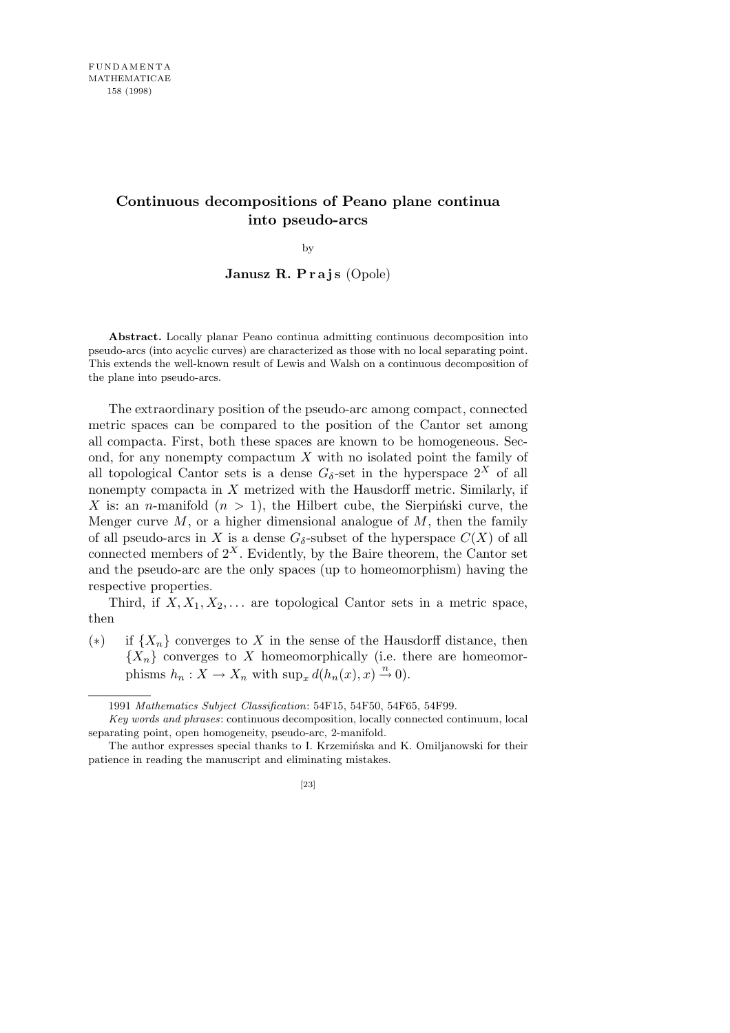# Continuous decompositions of Peano plane continua into pseudo-arcs

by

**Janusz R. Prajs** (Opole)

**Abstract.** Locally planar Peano continua admitting continuous decomposition into pseudo-arcs (into acyclic curves) are characterized as those with no local separating point. This extends the well-known result of Lewis and Walsh on a continuous decomposition of the plane into pseudo-arcs.

The extraordinary position of the pseudo-arc among compact, connected metric spaces can be compared to the position of the Cantor set among all compacta. First, both these spaces are known to be homogeneous. Second, for any nonempty compactum $X$ with no isolated point the family of all topological Cantor sets is a dense $G_\delta$-set in the hyperspace $2^X$ of all nonempty compacta in $X$ metrized with the Hausdorff metric. Similarly, if $X$ is: an $n$-manifold ($n > 1$), the Hilbert cube, the Sierpiński curve, the Menger curve $M$, or a higher dimensional analogue of $M$, then the family of all pseudo-arcs in $X$ is a dense $G_\delta$-subset of the hyperspace $C(X)$ of all connected members of $2^X$. Evidently, by the Baire theorem, the Cantor set and the pseudo-arc are the only spaces (up to homeomorphism) having the respective properties.

Third, if $X, X_1, X_2, \ldots$ are topological Cantor sets in a metric space, then

(∗) if $\{X_n\}$ converges to $X$ in the sense of the Hausdorff distance, then $\{X_n\}$ converges to $X$ homeomorphically (i.e. there are homeomorphisms $h_n : X \to X_n$ with $\sup_x d(h_n(x), x) \xrightarrow{n} 0$).

---

1991 *Mathematics Subject Classification*: 54F15, 54F50, 54F65, 54F99.

*Key words and phrases*: continuous decomposition, locally connected continuum, local separating point, open homogeneity, pseudo-arc, 2-manifold.

The author expresses special thanks to I. Krzemińska and K. Omiljanowski for their patience in reading the manuscript and eliminating mistakes.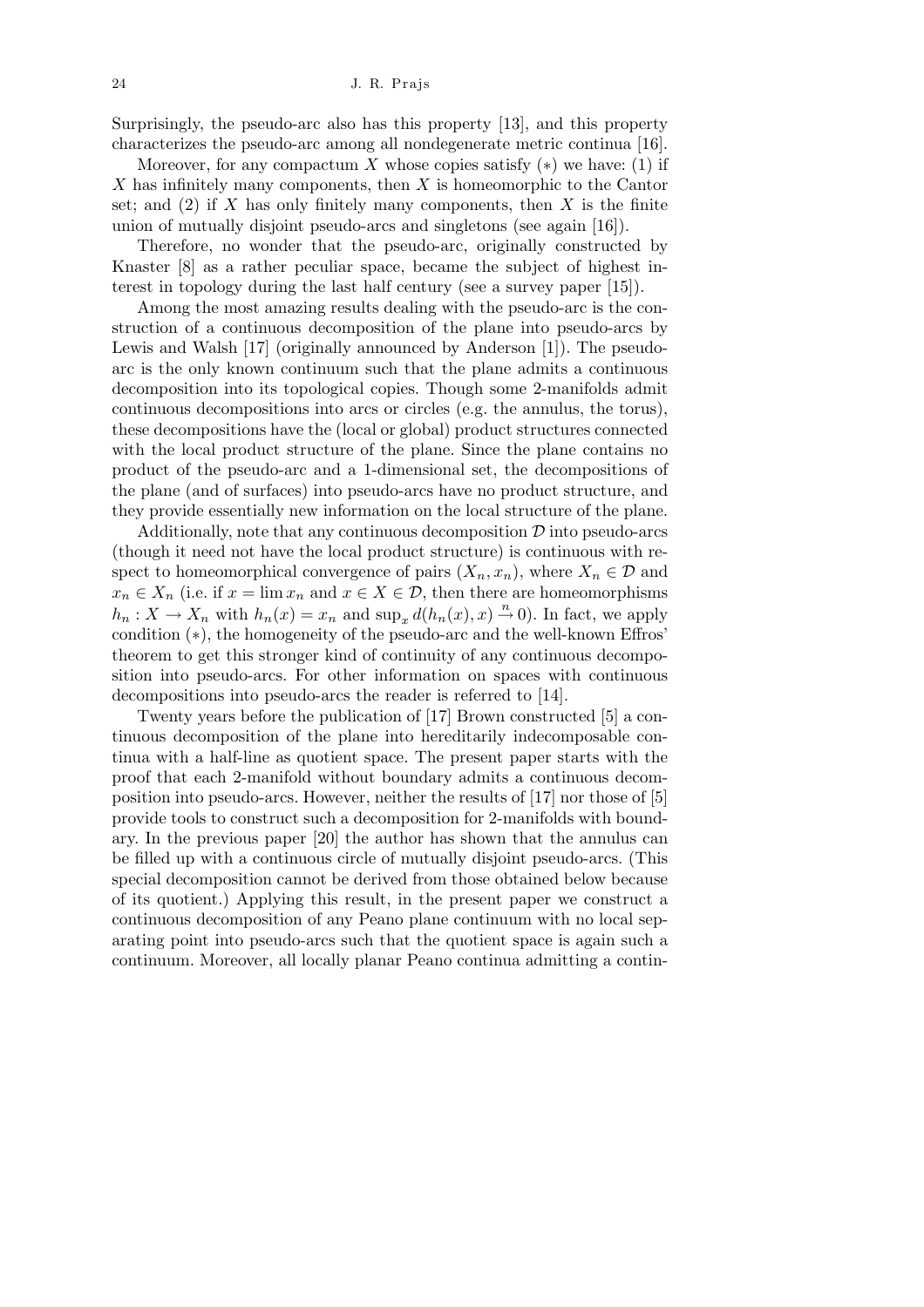Surprisingly, the pseudo-arc also has this property [13], and this property characterizes the pseudo-arc among all nondegenerate metric continua [16].

Moreover, for any compactum $X$ whose copies satisfy $(*)$ we have: (1) if $X$ has infinitely many components, then $X$ is homeomorphic to the Cantor set; and (2) if $X$ has only finitely many components, then $X$ is the finite union of mutually disjoint pseudo-arcs and singletons (see again [16]).

Therefore, no wonder that the pseudo-arc, originally constructed by Knaster [8] as a rather peculiar space, became the subject of highest interest in topology during the last half century (see a survey paper [15]).

Among the most amazing results dealing with the pseudo-arc is the construction of a continuous decomposition of the plane into pseudo-arcs by Lewis and Walsh [17] (originally announced by Anderson [1]). The pseudo-arc is the only known continuum such that the plane admits a continuous decomposition into its topological copies. Though some 2-manifolds admit continuous decompositions into arcs or circles (e.g. the annulus, the torus), these decompositions have the (local or global) product structures connected with the local product structure of the plane. Since the plane contains no product of the pseudo-arc and a 1-dimensional set, the decompositions of the plane (and of surfaces) into pseudo-arcs have no product structure, and they provide essentially new information on the local structure of the plane.

Additionally, note that any continuous decomposition $\mathcal{D}$ into pseudo-arcs (though it need not have the local product structure) is continuous with respect to homeomorphical convergence of pairs $(X_n, x_n)$, where $X_n \in \mathcal{D}$ and $x_n \in X_n$ (i.e. if $x = \lim x_n$ and $x \in X \in \mathcal{D}$, then there are homeomorphisms $h_n : X \to X_n$ with $h_n(x) = x_n$ and $\sup_x d(h_n(x), x) \xrightarrow{n} 0$). In fact, we apply condition $(*)$, the homogeneity of the pseudo-arc and the well-known Effros' theorem to get this stronger kind of continuity of any continuous decomposition into pseudo-arcs. For other information on spaces with continuous decompositions into pseudo-arcs the reader is referred to [14].

Twenty years before the publication of [17] Brown constructed [5] a continuous decomposition of the plane into hereditarily indecomposable continua with a half-line as quotient space. The present paper starts with the proof that each 2-manifold without boundary admits a continuous decomposition into pseudo-arcs. However, neither the results of [17] nor those of [5] provide tools to construct such a decomposition for 2-manifolds with boundary. In the previous paper [20] the author has shown that the annulus can be filled up with a continuous circle of mutually disjoint pseudo-arcs. (This special decomposition cannot be derived from those obtained below because of its quotient.) Applying this result, in the present paper we construct a continuous decomposition of any Peano plane continuum with no local separating point into pseudo-arcs such that the quotient space is again such a continuum. Moreover, all locally planar Peano continua admitting a contin-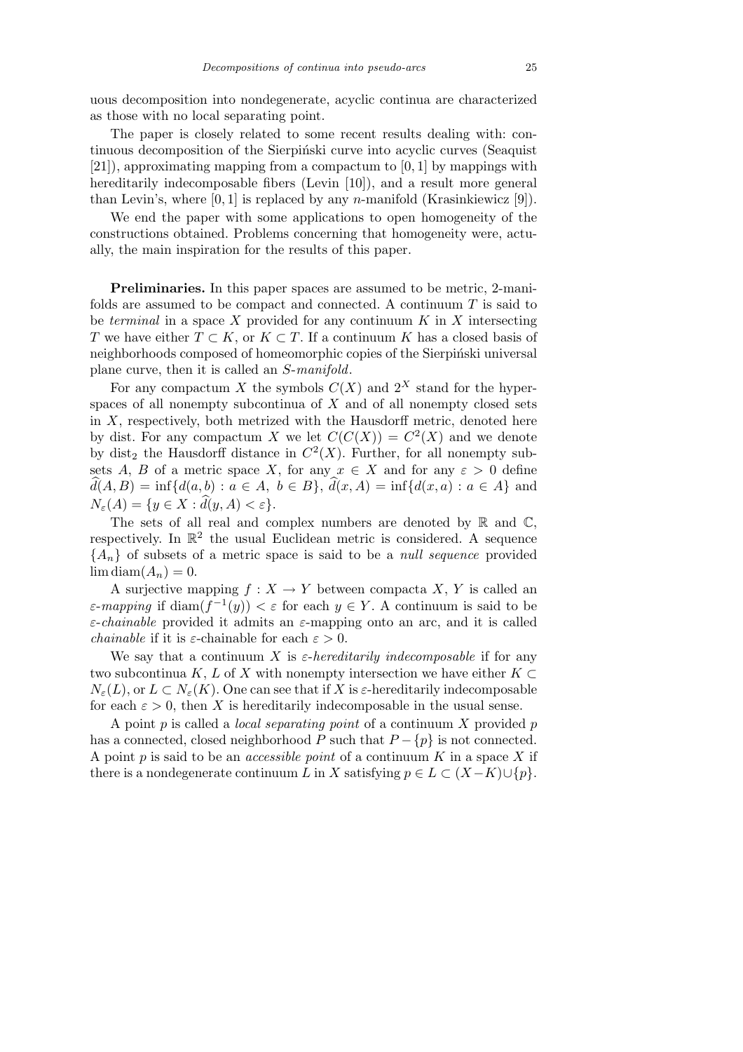uous decomposition into nondegenerate, acyclic continua are characterized as those with no local separating point.

The paper is closely related to some recent results dealing with: continuous decomposition of the Sierpiński curve into acyclic curves (Seaquist [21]), approximating mapping from a compactum to $[0,1]$ by mappings with hereditarily indecomposable fibers (Levin [10]), and a result more general than Levin's, where $[0,1]$ is replaced by any $n$-manifold (Krasinkiewicz [9]).

We end the paper with some applications to open homogeneity of the constructions obtained. Problems concerning that homogeneity were, actually, the main inspiration for the results of this paper.

**Preliminaries.** In this paper spaces are assumed to be metric, 2-manifolds are assumed to be compact and connected. A continuum $T$ is said to be *terminal* in a space $X$ provided for any continuum $K$ in $X$ intersecting $T$ we have either $T \subset K$, or $K \subset T$. If a continuum $K$ has a closed basis of neighborhoods composed of homeomorphic copies of the Sierpiński universal plane curve, then it is called an *S-manifold*.

For any compactum $X$ the symbols $C(X)$ and $2^X$ stand for the hyperspaces of all nonempty subcontinua of $X$ and of all nonempty closed sets in $X$, respectively, both metrized with the Hausdorff metric, denoted here by dist. For any compactum $X$ we let $C(C(X)) = C^2(X)$ and we denote by $\mathrm{dist}_2$ the Hausdorff distance in $C^2(X)$. Further, for all nonempty subsets $A$, $B$ of a metric space $X$, for any $x \in X$ and for any $\varepsilon > 0$ define $\widehat{d}(A,B) = \inf\{d(a,b) : a \in A,\ b \in B\}$, $\widehat{d}(x,A) = \inf\{d(x,a) : a \in A\}$ and $N_\varepsilon(A) = \{y \in X : \widehat{d}(y,A) < \varepsilon\}$.

The sets of all real and complex numbers are denoted by $\mathbb{R}$ and $\mathbb{C}$, respectively. In $\mathbb{R}^2$ the usual Euclidean metric is considered. A sequence $\{A_n\}$ of subsets of a metric space is said to be a *null sequence* provided $\lim \mathrm{diam}(A_n) = 0$.

A surjective mapping $f : X \to Y$ between compacta $X$, $Y$ is called an *$\varepsilon$-mapping* if $\mathrm{diam}(f^{-1}(y)) < \varepsilon$ for each $y \in Y$. A continuum is said to be *$\varepsilon$-chainable* provided it admits an $\varepsilon$-mapping onto an arc, and it is called *chainable* if it is $\varepsilon$-chainable for each $\varepsilon > 0$.

We say that a continuum $X$ is *$\varepsilon$-hereditarily indecomposable* if for any two subcontinua $K$, $L$ of $X$ with nonempty intersection we have either $K \subset N_\varepsilon(L)$, or $L \subset N_\varepsilon(K)$. One can see that if $X$ is $\varepsilon$-hereditarily indecomposable for each $\varepsilon > 0$, then $X$ is hereditarily indecomposable in the usual sense.

A point $p$ is called a *local separating point* of a continuum $X$ provided $p$ has a connected, closed neighborhood $P$ such that $P - \{p\}$ is not connected. A point $p$ is said to be an *accessible point* of a continuum $K$ in a space $X$ if there is a nondegenerate continuum $L$ in $X$ satisfying $p \in L \subset (X - K) \cup \{p\}$.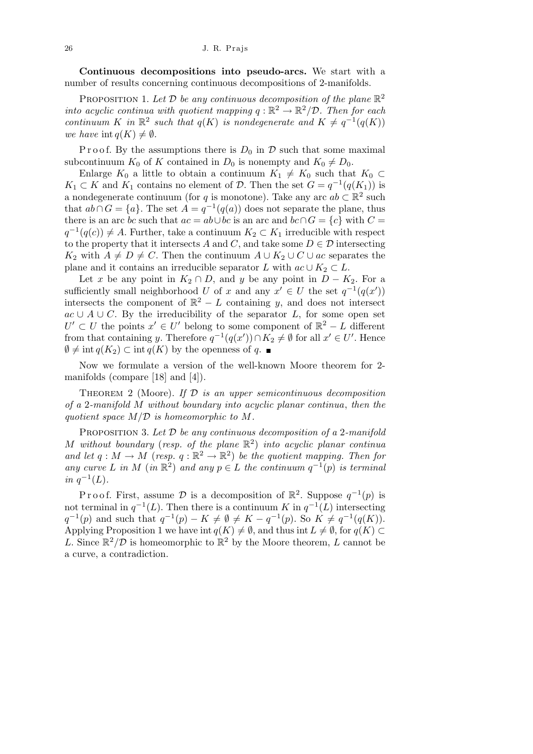**Continuous decompositions into pseudo-arcs.** We start with a number of results concerning continuous decompositions of 2-manifolds.

PROPOSITION 1. *Let $\mathcal{D}$ be any continuous decomposition of the plane $\mathbb{R}^2$ into acyclic continua with quotient mapping $q : \mathbb{R}^2 \to \mathbb{R}^2/\mathcal{D}$. Then for each continuum $K$ in $\mathbb{R}^2$ such that $q(K)$ is nondegenerate and $K \neq q^{-1}(q(K))$ we have* $\operatorname{int} q(K) \neq \emptyset$.

Proof. By the assumptions there is $D_0$ in $\mathcal{D}$ such that some maximal subcontinuum $K_0$ of $K$ contained in $D_0$ is nonempty and $K_0 \neq D_0$.

Enlarge $K_0$ a little to obtain a continuum $K_1 \neq K_0$ such that $K_0 \subset K_1 \subset K$ and $K_1$ contains no element of $\mathcal{D}$. Then the set $G = q^{-1}(q(K_1))$ is a nondegenerate continuum (for $q$ is monotone). Take any arc $ab \subset \mathbb{R}^2$ such that $ab \cap G = \{a\}$. The set $A = q^{-1}(q(a))$ does not separate the plane, thus there is an arc $bc$ such that $ac = ab \cup bc$ is an arc and $bc \cap G = \{c\}$ with $C = q^{-1}(q(c)) \neq A$. Further, take a continuum $K_2 \subset K_1$ irreducible with respect to the property that it intersects $A$ and $C$, and take some $D \in \mathcal{D}$ intersecting $K_2$ with $A \neq D \neq C$. Then the continuum $A \cup K_2 \cup C \cup ac$ separates the plane and it contains an irreducible separator $L$ with $ac \cup K_2 \subset L$.

Let $x$ be any point in $K_2 \cap D$, and $y$ be any point in $D - K_2$. For a sufficiently small neighborhood $U$ of $x$ and any $x' \in U$ the set $q^{-1}(q(x'))$ intersects the component of $\mathbb{R}^2 - L$ containing $y$, and does not intersect $ac \cup A \cup C$. By the irreducibility of the separator $L$, for some open set $U' \subset U$ the points $x' \in U'$ belong to some component of $\mathbb{R}^2 - L$ different from that containing $y$. Therefore $q^{-1}(q(x')) \cap K_2 \neq \emptyset$ for all $x' \in U'$. Hence $\emptyset \neq \operatorname{int} q(K_2) \subset \operatorname{int} q(K)$ by the openness of $q$. ■

Now we formulate a version of the well-known Moore theorem for 2-manifolds (compare [18] and [4]).

THEOREM 2 (Moore). *If $\mathcal{D}$ is an upper semicontinuous decomposition of a 2-manifold $M$ without boundary into acyclic planar continua, then the quotient space $M/\mathcal{D}$ is homeomorphic to $M$.*

PROPOSITION 3. *Let $\mathcal{D}$ be any continuous decomposition of a 2-manifold $M$ without boundary (resp. of the plane $\mathbb{R}^2$) into acyclic planar continua and let $q : M \to M$ (resp. $q : \mathbb{R}^2 \to \mathbb{R}^2$) be the quotient mapping. Then for any curve $L$ in $M$ (in $\mathbb{R}^2$) and any $p \in L$ the continuum $q^{-1}(p)$ is terminal in $q^{-1}(L)$.*

Proof. First, assume $\mathcal{D}$ is a decomposition of $\mathbb{R}^2$. Suppose $q^{-1}(p)$ is not terminal in $q^{-1}(L)$. Then there is a continuum $K$ in $q^{-1}(L)$ intersecting $q^{-1}(p)$ and such that $q^{-1}(p) - K \neq \emptyset \neq K - q^{-1}(p)$. So $K \neq q^{-1}(q(K))$. Applying Proposition 1 we have $\operatorname{int} q(K) \neq \emptyset$, and thus $\operatorname{int} L \neq \emptyset$, for $q(K) \subset L$. Since $\mathbb{R}^2/\mathcal{D}$ is homeomorphic to $\mathbb{R}^2$ by the Moore theorem, $L$ cannot be a curve, a contradiction.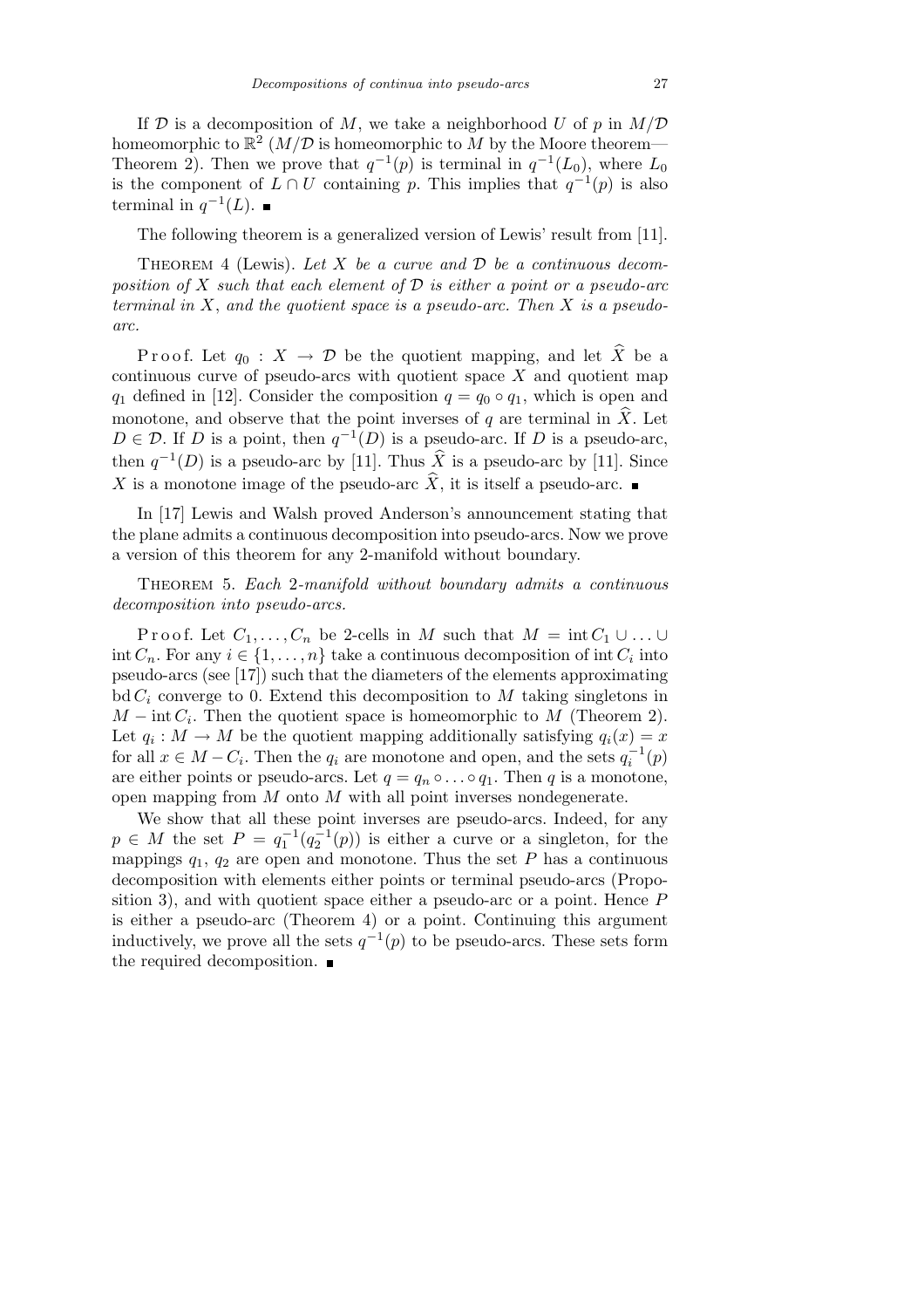If $\mathcal{D}$ is a decomposition of $M$, we take a neighborhood $U$ of $p$ in $M/\mathcal{D}$ homeomorphic to $\mathbb{R}^2$ ($M/\mathcal{D}$ is homeomorphic to $M$ by the Moore theorem—Theorem 2). Then we prove that $q^{-1}(p)$ is terminal in $q^{-1}(L_0)$, where $L_0$ is the component of $L \cap U$ containing $p$. This implies that $q^{-1}(p)$ is also terminal in $q^{-1}(L)$. ∎

The following theorem is a generalized version of Lewis' result from [11].

Theorem 4 (Lewis). *Let $X$ be a curve and $\mathcal{D}$ be a continuous decomposition of $X$ such that each element of $\mathcal{D}$ is either a point or a pseudo-arc terminal in $X$, and the quotient space is a pseudo-arc. Then $X$ is a pseudo-arc.*

Proof. Let $q_0 : X \to \mathcal{D}$ be the quotient mapping, and let $\widehat{X}$ be a continuous curve of pseudo-arcs with quotient space $X$ and quotient map $q_1$ defined in [12]. Consider the composition $q = q_0 \circ q_1$, which is open and monotone, and observe that the point inverses of $q$ are terminal in $\widehat{X}$. Let $D \in \mathcal{D}$. If $D$ is a point, then $q^{-1}(D)$ is a pseudo-arc. If $D$ is a pseudo-arc, then $q^{-1}(D)$ is a pseudo-arc by [11]. Thus $\widehat{X}$ is a pseudo-arc by [11]. Since $X$ is a monotone image of the pseudo-arc $\widehat{X}$, it is itself a pseudo-arc. ∎

In [17] Lewis and Walsh proved Anderson's announcement stating that the plane admits a continuous decomposition into pseudo-arcs. Now we prove a version of this theorem for any 2-manifold without boundary.

Theorem 5. *Each 2-manifold without boundary admits a continuous decomposition into pseudo-arcs.*

Proof. Let $C_1, \ldots, C_n$ be 2-cells in $M$ such that $M = \operatorname{int} C_1 \cup \ldots \cup \operatorname{int} C_n$. For any $i \in \{1, \ldots, n\}$ take a continuous decomposition of $\operatorname{int} C_i$ into pseudo-arcs (see [17]) such that the diameters of the elements approximating $\operatorname{bd} C_i$ converge to 0. Extend this decomposition to $M$ taking singletons in $M - \operatorname{int} C_i$. Then the quotient space is homeomorphic to $M$ (Theorem 2). Let $q_i : M \to M$ be the quotient mapping additionally satisfying $q_i(x) = x$ for all $x \in M - C_i$. Then the $q_i$ are monotone and open, and the sets $q_i^{-1}(p)$ are either points or pseudo-arcs. Let $q = q_n \circ \ldots \circ q_1$. Then $q$ is a monotone, open mapping from $M$ onto $M$ with all point inverses nondegenerate.

We show that all these point inverses are pseudo-arcs. Indeed, for any $p \in M$ the set $P = q_1^{-1}(q_2^{-1}(p))$ is either a curve or a singleton, for the mappings $q_1$, $q_2$ are open and monotone. Thus the set $P$ has a continuous decomposition with elements either points or terminal pseudo-arcs (Proposition 3), and with quotient space either a pseudo-arc or a point. Hence $P$ is either a pseudo-arc (Theorem 4) or a point. Continuing this argument inductively, we prove all the sets $q^{-1}(p)$ to be pseudo-arcs. These sets form the required decomposition. ∎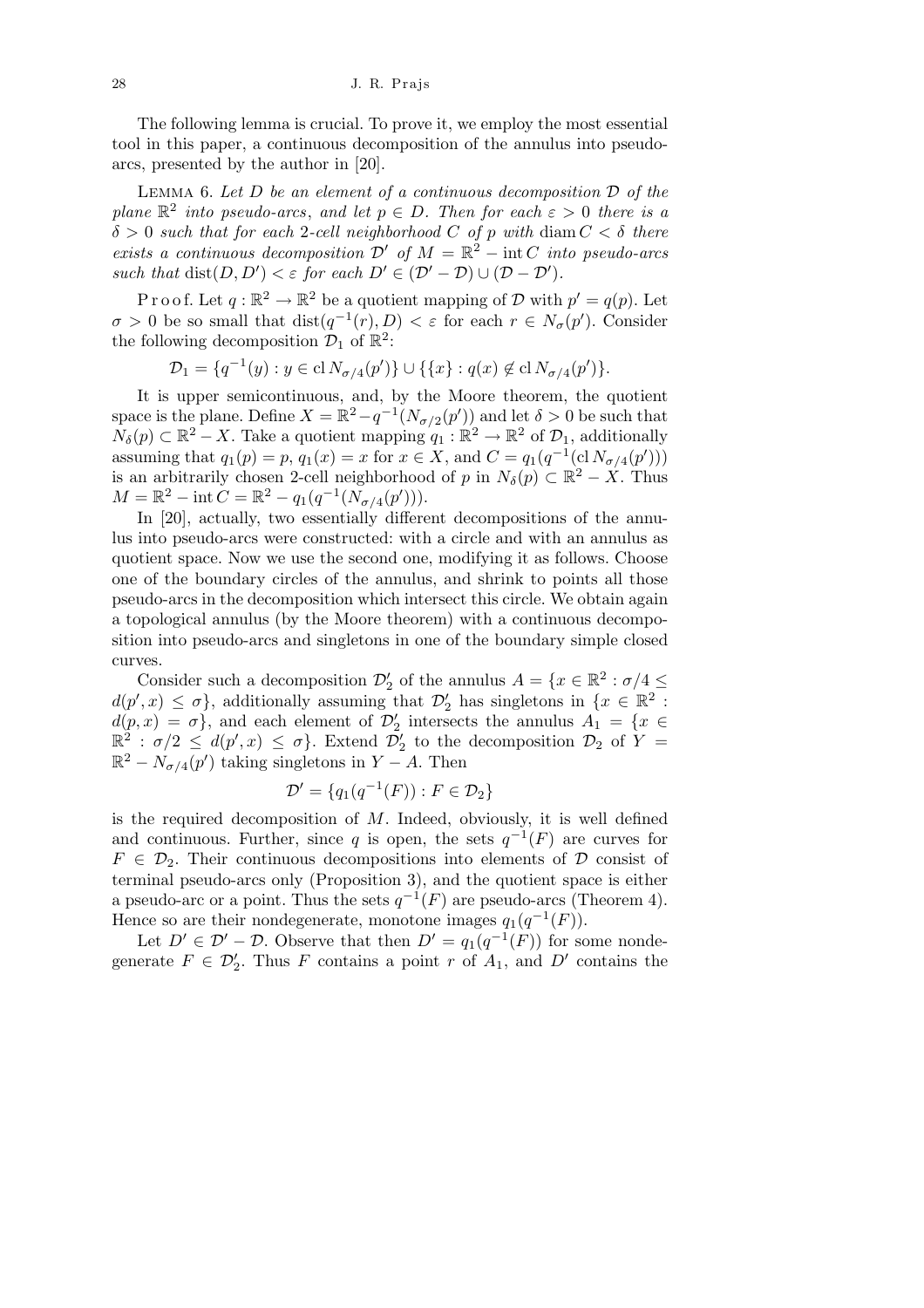The following lemma is crucial. To prove it, we employ the most essential tool in this paper, a continuous decomposition of the annulus into pseudo-arcs, presented by the author in [20].

Lemma 6. *Let $D$ be an element of a continuous decomposition $\mathcal{D}$ of the plane $\mathbb{R}^2$ into pseudo-arcs, and let $p \in D$. Then for each $\varepsilon > 0$ there is a $\delta > 0$ such that for each 2-cell neighborhood $C$ of $p$ with $\operatorname{diam} C < \delta$ there exists a continuous decomposition $\mathcal{D}'$ of $M = \mathbb{R}^2 - \operatorname{int} C$ into pseudo-arcs such that $\operatorname{dist}(D, D') < \varepsilon$ for each $D' \in (\mathcal{D}' - \mathcal{D}) \cup (\mathcal{D} - \mathcal{D}')$.*

Proof. Let $q : \mathbb{R}^2 \to \mathbb{R}^2$ be a quotient mapping of $\mathcal{D}$ with $p' = q(p)$. Let $\sigma > 0$ be so small that $\operatorname{dist}(q^{-1}(r), D) < \varepsilon$ for each $r \in N_\sigma(p')$. Consider the following decomposition $\mathcal{D}_1$ of $\mathbb{R}^2$:

$$\mathcal{D}_1 = \{q^{-1}(y) : y \in \operatorname{cl} N_{\sigma/4}(p')\} \cup \{\{x\} : q(x) \notin \operatorname{cl} N_{\sigma/4}(p')\}.$$

It is upper semicontinuous, and, by the Moore theorem, the quotient space is the plane. Define $X = \mathbb{R}^2 - q^{-1}(N_{\sigma/2}(p'))$ and let $\delta > 0$ be such that $N_\delta(p) \subset \mathbb{R}^2 - X$. Take a quotient mapping $q_1 : \mathbb{R}^2 \to \mathbb{R}^2$ of $\mathcal{D}_1$, additionally assuming that $q_1(p) = p$, $q_1(x) = x$ for $x \in X$, and $C = q_1(q^{-1}(\operatorname{cl} N_{\sigma/4}(p')))$ is an arbitrarily chosen 2-cell neighborhood of $p$ in $N_\delta(p) \subset \mathbb{R}^2 - X$. Thus $M = \mathbb{R}^2 - \operatorname{int} C = \mathbb{R}^2 - q_1(q^{-1}(N_{\sigma/4}(p')))$.

In [20], actually, two essentially different decompositions of the annulus into pseudo-arcs were constructed: with a circle and with an annulus as quotient space. Now we use the second one, modifying it as follows. Choose one of the boundary circles of the annulus, and shrink to points all those pseudo-arcs in the decomposition which intersect this circle. We obtain again a topological annulus (by the Moore theorem) with a continuous decomposition into pseudo-arcs and singletons in one of the boundary simple closed curves.

Consider such a decomposition $\mathcal{D}_2'$ of the annulus $A = \{x \in \mathbb{R}^2 : \sigma/4 \le d(p', x) \le \sigma\}$, additionally assuming that $\mathcal{D}_2'$ has singletons in $\{x \in \mathbb{R}^2 : d(p, x) = \sigma\}$, and each element of $\mathcal{D}_2'$ intersects the annulus $A_1 = \{x \in \mathbb{R}^2 : \sigma/2 \le d(p', x) \le \sigma\}$. Extend $\mathcal{D}_2'$ to the decomposition $\mathcal{D}_2$ of $Y = \mathbb{R}^2 - N_{\sigma/4}(p')$ taking singletons in $Y - A$. Then

$$\mathcal{D}' = \{q_1(q^{-1}(F)) : F \in \mathcal{D}_2\}$$

is the required decomposition of $M$. Indeed, obviously, it is well defined and continuous. Further, since $q$ is open, the sets $q^{-1}(F)$ are curves for $F \in \mathcal{D}_2$. Their continuous decompositions into elements of $\mathcal{D}$ consist of terminal pseudo-arcs only (Proposition 3), and the quotient space is either a pseudo-arc or a point. Thus the sets $q^{-1}(F)$ are pseudo-arcs (Theorem 4). Hence so are their nondegenerate, monotone images $q_1(q^{-1}(F))$.

Let $D' \in \mathcal{D}' - \mathcal{D}$. Observe that then $D' = q_1(q^{-1}(F))$ for some nondegenerate $F \in \mathcal{D}_2'$. Thus $F$ contains a point $r$ of $A_1$, and $D'$ contains the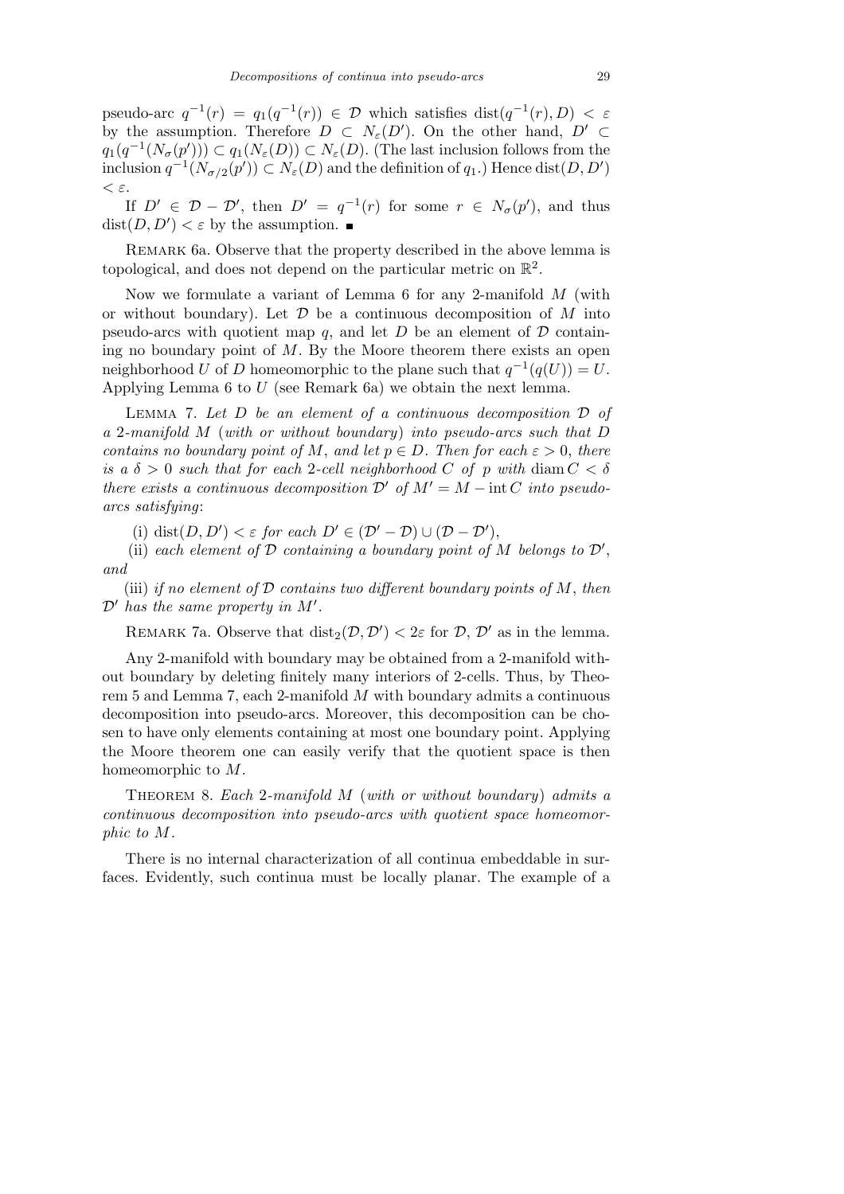pseudo-arc $q^{-1}(r) = q_1(q^{-1}(r)) \in \mathcal{D}$ which satisfies $\operatorname{dist}(q^{-1}(r), D) < \varepsilon$ by the assumption. Therefore $D \subset N_\varepsilon(D')$. On the other hand, $D' \subset q_1(q^{-1}(N_\sigma(p'))) \subset q_1(N_\varepsilon(D)) \subset N_\varepsilon(D)$. (The last inclusion follows from the inclusion $q^{-1}(N_{\sigma/2}(p')) \subset N_\varepsilon(D)$ and the definition of $q_1$.) Hence $\operatorname{dist}(D, D') < \varepsilon$.

If $D' \in \mathcal{D} - \mathcal{D}'$, then $D' = q^{-1}(r)$ for some $r \in N_\sigma(p')$, and thus $\operatorname{dist}(D, D') < \varepsilon$ by the assumption. ∎

Remark 6a. Observe that the property described in the above lemma is topological, and does not depend on the particular metric on $\mathbb{R}^2$.

Now we formulate a variant of Lemma 6 for any 2-manifold $M$ (with or without boundary). Let $\mathcal{D}$ be a continuous decomposition of $M$ into pseudo-arcs with quotient map $q$, and let $D$ be an element of $\mathcal{D}$ containing no boundary point of $M$. By the Moore theorem there exists an open neighborhood $U$ of $D$ homeomorphic to the plane such that $q^{-1}(q(U)) = U$. Applying Lemma 6 to $U$ (see Remark 6a) we obtain the next lemma.

Lemma 7. *Let $D$ be an element of a continuous decomposition $\mathcal{D}$ of a 2-manifold $M$ (with or without boundary) into pseudo-arcs such that $D$ contains no boundary point of $M$, and let $p \in D$. Then for each $\varepsilon > 0$, there is a $\delta > 0$ such that for each 2-cell neighborhood $C$ of $p$ with $\operatorname{diam} C < \delta$ there exists a continuous decomposition $\mathcal{D}'$ of $M' = M - \operatorname{int} C$ into pseudo-arcs satisfying*:

(i) $\operatorname{dist}(D, D') < \varepsilon$ *for each* $D' \in (\mathcal{D}' - \mathcal{D}) \cup (\mathcal{D} - \mathcal{D}')$,

(ii) *each element of $\mathcal{D}$ containing a boundary point of $M$ belongs to $\mathcal{D}'$, and*

(iii) *if no element of $\mathcal{D}$ contains two different boundary points of $M$, then $\mathcal{D}'$ has the same property in $M'$.*

Remark 7a. Observe that $\operatorname{dist}_2(\mathcal{D}, \mathcal{D}') < 2\varepsilon$ for $\mathcal{D}$, $\mathcal{D}'$ as in the lemma.

Any 2-manifold with boundary may be obtained from a 2-manifold without boundary by deleting finitely many interiors of 2-cells. Thus, by Theorem 5 and Lemma 7, each 2-manifold $M$ with boundary admits a continuous decomposition into pseudo-arcs. Moreover, this decomposition can be chosen to have only elements containing at most one boundary point. Applying the Moore theorem one can easily verify that the quotient space is then homeomorphic to $M$.

Theorem 8. *Each 2-manifold $M$ (with or without boundary) admits a continuous decomposition into pseudo-arcs with quotient space homeomorphic to $M$.*

There is no internal characterization of all continua embeddable in surfaces. Evidently, such continua must be locally planar. The example of a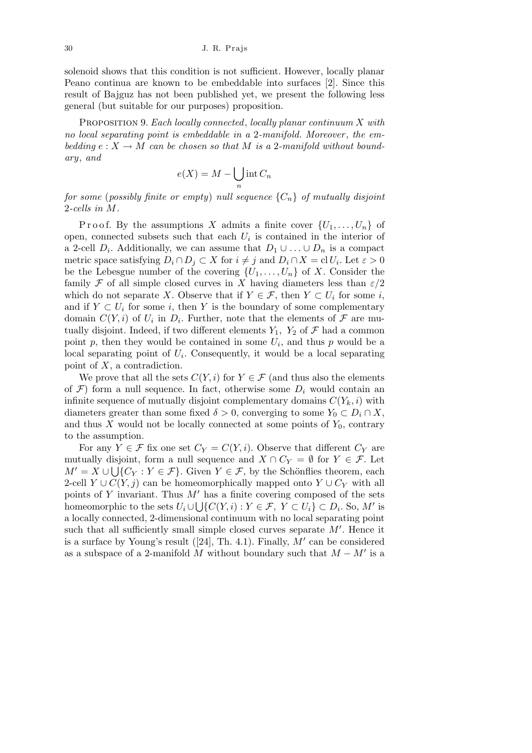solenoid shows that this condition is not sufficient. However, locally planar Peano continua are known to be embeddable into surfaces [2]. Since this result of Bajguz has not been published yet, we present the following less general (but suitable for our purposes) proposition.

Proposition 9. *Each locally connected, locally planar continuum $X$ with no local separating point is embeddable in a 2-manifold. Moreover, the embedding $e : X \to M$ can be chosen so that $M$ is a 2-manifold without boundary, and*

$$e(X) = M - \bigcup_n \operatorname{int} C_n$$

*for some (possibly finite or empty) null sequence $\{C_n\}$ of mutually disjoint 2-cells in $M$.*

Proof. By the assumptions $X$ admits a finite cover $\{U_1, \ldots, U_n\}$ of open, connected subsets such that each $U_i$ is contained in the interior of a 2-cell $D_i$. Additionally, we can assume that $D_1 \cup \ldots \cup D_n$ is a compact metric space satisfying $D_i \cap D_j \subset X$ for $i \neq j$ and $D_i \cap X = \operatorname{cl} U_i$. Let $\varepsilon > 0$ be the Lebesgue number of the covering $\{U_1, \ldots, U_n\}$ of $X$. Consider the family $\mathcal{F}$ of all simple closed curves in $X$ having diameters less than $\varepsilon/2$ which do not separate $X$. Observe that if $Y \in \mathcal{F}$, then $Y \subset U_i$ for some $i$, and if $Y \subset U_i$ for some $i$, then $Y$ is the boundary of some complementary domain $C(Y, i)$ of $U_i$ in $D_i$. Further, note that the elements of $\mathcal{F}$ are mutually disjoint. Indeed, if two different elements $Y_1$, $Y_2$ of $\mathcal{F}$ had a common point $p$, then they would be contained in some $U_i$, and thus $p$ would be a local separating point of $U_i$. Consequently, it would be a local separating point of $X$, a contradiction.

We prove that all the sets $C(Y, i)$ for $Y \in \mathcal{F}$ (and thus also the elements of $\mathcal{F}$) form a null sequence. In fact, otherwise some $D_i$ would contain an infinite sequence of mutually disjoint complementary domains $C(Y_k, i)$ with diameters greater than some fixed $\delta > 0$, converging to some $Y_0 \subset D_i \cap X$, and thus $X$ would not be locally connected at some points of $Y_0$, contrary to the assumption.

For any $Y \in \mathcal{F}$ fix one set $C_Y = C(Y, i)$. Observe that different $C_Y$ are mutually disjoint, form a null sequence and $X \cap C_Y = \emptyset$ for $Y \in \mathcal{F}$. Let $M' = X \cup \bigcup\{C_Y : Y \in \mathcal{F}\}$. Given $Y \in \mathcal{F}$, by the Schönflies theorem, each 2-cell $Y \cup C(Y, j)$ can be homeomorphically mapped onto $Y \cup C_Y$ with all points of $Y$ invariant. Thus $M'$ has a finite covering composed of the sets homeomorphic to the sets $U_i \cup \bigcup\{C(Y, i) : Y \in \mathcal{F},\ Y \subset U_i\} \subset D_i$. So, $M'$ is a locally connected, 2-dimensional continuum with no local separating point such that all sufficiently small simple closed curves separate $M'$. Hence it is a surface by Young's result ([24], Th. 4.1). Finally, $M'$ can be considered as a subspace of a 2-manifold $M$ without boundary such that $M - M'$ is a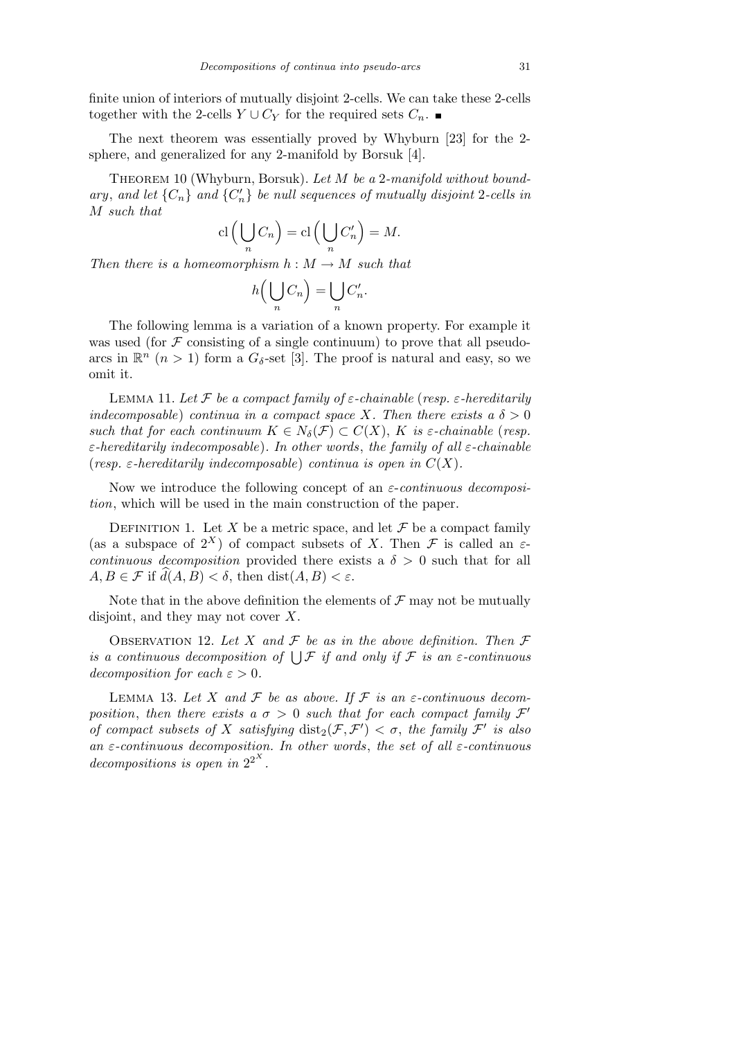finite union of interiors of mutually disjoint 2-cells. We can take these 2-cells together with the 2-cells $Y \cup C_Y$ for the required sets $C_n$. ∎

The next theorem was essentially proved by Whyburn [23] for the 2-sphere, and generalized for any 2-manifold by Borsuk [4].

Theorem 10 (Whyburn, Borsuk). *Let $M$ be a 2-manifold without boundary, and let $\{C_n\}$ and $\{C_n'\}$ be null sequences of mutually disjoint 2-cells in $M$ such that*

$$\mathrm{cl}\Big(\bigcup_n C_n\Big) = \mathrm{cl}\Big(\bigcup_n C_n'\Big) = M.$$

*Then there is a homeomorphism $h : M \to M$ such that*

$$h\Big(\bigcup_n C_n\Big) = \bigcup_n C_n'.$$

The following lemma is a variation of a known property. For example it was used (for $\mathcal{F}$ consisting of a single continuum) to prove that all pseudo-arcs in $\mathbb{R}^n$ ($n > 1$) form a $G_\delta$-set [3]. The proof is natural and easy, so we omit it.

Lemma 11. *Let $\mathcal{F}$ be a compact family of $\varepsilon$-chainable* (*resp. $\varepsilon$-hereditarily indecomposable*) *continua in a compact space $X$. Then there exists a $\delta > 0$ such that for each continuum $K \in N_\delta(\mathcal{F}) \subset C(X)$, $K$ is $\varepsilon$-chainable* (*resp. $\varepsilon$-hereditarily indecomposable*). *In other words, the family of all $\varepsilon$-chainable* (*resp. $\varepsilon$-hereditarily indecomposable*) *continua is open in $C(X)$.*

Now we introduce the following concept of an *$\varepsilon$-continuous decomposition*, which will be used in the main construction of the paper.

Definition 1. Let $X$ be a metric space, and let $\mathcal{F}$ be a compact family (as a subspace of $2^X$) of compact subsets of $X$. Then $\mathcal{F}$ is called an *$\varepsilon$-continuous decomposition* provided there exists a $\delta > 0$ such that for all $A, B \in \mathcal{F}$ if $\widehat{d}(A, B) < \delta$, then $\mathrm{dist}(A, B) < \varepsilon$.

Note that in the above definition the elements of $\mathcal{F}$ may not be mutually disjoint, and they may not cover $X$.

Observation 12. *Let $X$ and $\mathcal{F}$ be as in the above definition. Then $\mathcal{F}$ is a continuous decomposition of $\bigcup \mathcal{F}$ if and only if $\mathcal{F}$ is an $\varepsilon$-continuous decomposition for each $\varepsilon > 0$.*

Lemma 13. *Let $X$ and $\mathcal{F}$ be as above. If $\mathcal{F}$ is an $\varepsilon$-continuous decomposition, then there exists a $\sigma > 0$ such that for each compact family $\mathcal{F}'$ of compact subsets of $X$ satisfying $\mathrm{dist}_2(\mathcal{F}, \mathcal{F}') < \sigma$, the family $\mathcal{F}'$ is also an $\varepsilon$-continuous decomposition. In other words, the set of all $\varepsilon$-continuous decompositions is open in $2^{2^X}$.*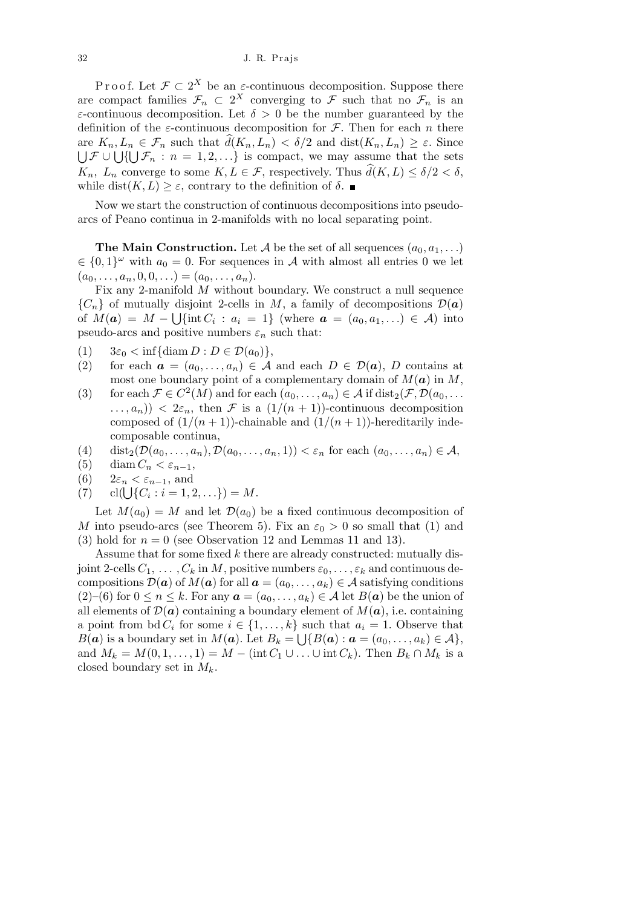Proof. Let $\mathcal{F} \subset 2^X$ be an $\varepsilon$-continuous decomposition. Suppose there are compact families $\mathcal{F}_n \subset 2^X$ converging to $\mathcal{F}$ such that no $\mathcal{F}_n$ is an $\varepsilon$-continuous decomposition. Let $\delta > 0$ be the number guaranteed by the definition of the $\varepsilon$-continuous decomposition for $\mathcal{F}$. Then for each $n$ there are $K_n, L_n \in \mathcal{F}_n$ such that $\widehat{d}(K_n, L_n) < \delta/2$ and $\operatorname{dist}(K_n, L_n) \geq \varepsilon$. Since $\bigcup \mathcal{F} \cup \bigcup\{\bigcup \mathcal{F}_n : n = 1, 2, \ldots\}$ is compact, we may assume that the sets $K_n$, $L_n$ converge to some $K, L \in \mathcal{F}$, respectively. Thus $\widehat{d}(K, L) \leq \delta/2 < \delta$, while $\operatorname{dist}(K, L) \geq \varepsilon$, contrary to the definition of $\delta$. ∎

Now we start the construction of continuous decompositions into pseudo-arcs of Peano continua in 2-manifolds with no local separating point.

**The Main Construction.** Let $\mathcal{A}$ be the set of all sequences $(a_0, a_1, \ldots) \in \{0, 1\}^\omega$ with $a_0 = 0$. For sequences in $\mathcal{A}$ with almost all entries 0 we let $(a_0, \ldots, a_n, 0, 0, \ldots) = (a_0, \ldots, a_n)$.

Fix any 2-manifold $M$ without boundary. We construct a null sequence $\{C_n\}$ of mutually disjoint 2-cells in $M$, a family of decompositions $\mathcal{D}(\boldsymbol{a})$ of $M(\boldsymbol{a}) = M - \bigcup\{\operatorname{int} C_i : a_i = 1\}$ (where $\boldsymbol{a} = (a_0, a_1, \ldots) \in \mathcal{A}$) into pseudo-arcs and positive numbers $\varepsilon_n$ such that:

(1) $3\varepsilon_0 < \inf\{\operatorname{diam} D : D \in \mathcal{D}(a_0)\}$,

(2) for each $\boldsymbol{a} = (a_0, \ldots, a_n) \in \mathcal{A}$ and each $D \in \mathcal{D}(\boldsymbol{a})$, $D$ contains at most one boundary point of a complementary domain of $M(\boldsymbol{a})$ in $M$,

(3) for each $\mathcal{F} \in C^2(M)$ and for each $(a_0, \ldots, a_n) \in \mathcal{A}$ if $\operatorname{dist}_2(\mathcal{F}, \mathcal{D}(a_0, \ldots, a_n)) < 2\varepsilon_n$, then $\mathcal{F}$ is a $(1/(n+1))$-continuous decomposition composed of $(1/(n+1))$-chainable and $(1/(n+1))$-hereditarily indecomposable continua,

(4) $\operatorname{dist}_2(\mathcal{D}(a_0, \ldots, a_n), \mathcal{D}(a_0, \ldots, a_n, 1)) < \varepsilon_n$ for each $(a_0, \ldots, a_n) \in \mathcal{A}$,

(5) $\operatorname{diam} C_n < \varepsilon_{n-1}$,

(6) $2\varepsilon_n < \varepsilon_{n-1}$, and

(7) $\operatorname{cl}(\bigcup\{C_i : i = 1, 2, \ldots\}) = M$.

Let $M(a_0) = M$ and let $\mathcal{D}(a_0)$ be a fixed continuous decomposition of $M$ into pseudo-arcs (see Theorem 5). Fix an $\varepsilon_0 > 0$ so small that (1) and (3) hold for $n = 0$ (see Observation 12 and Lemmas 11 and 13).

Assume that for some fixed $k$ there are already constructed: mutually disjoint 2-cells $C_1, \ldots, C_k$ in $M$, positive numbers $\varepsilon_0, \ldots, \varepsilon_k$ and continuous decompositions $\mathcal{D}(\boldsymbol{a})$ of $M(\boldsymbol{a})$ for all $\boldsymbol{a} = (a_0, \ldots, a_k) \in \mathcal{A}$ satisfying conditions (2)–(6) for $0 \leq n \leq k$. For any $\boldsymbol{a} = (a_0, \ldots, a_k) \in \mathcal{A}$ let $B(\boldsymbol{a})$ be the union of all elements of $\mathcal{D}(\boldsymbol{a})$ containing a boundary element of $M(\boldsymbol{a})$, i.e. containing a point from $\operatorname{bd} C_i$ for some $i \in \{1, \ldots, k\}$ such that $a_i = 1$. Observe that $B(\boldsymbol{a})$ is a boundary set in $M(\boldsymbol{a})$. Let $B_k = \bigcup\{B(\boldsymbol{a}) : \boldsymbol{a} = (a_0, \ldots, a_k) \in \mathcal{A}\}$, and $M_k = M(0, 1, \ldots, 1) = M - (\operatorname{int} C_1 \cup \ldots \cup \operatorname{int} C_k)$. Then $B_k \cap M_k$ is a closed boundary set in $M_k$.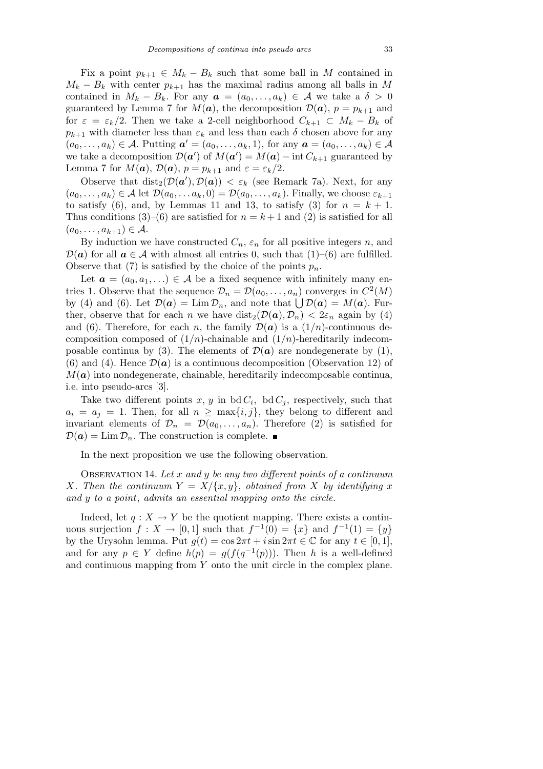Fix a point $p_{k+1} \in M_k - B_k$ such that some ball in $M$ contained in $M_k - B_k$ with center $p_{k+1}$ has the maximal radius among all balls in $M$ contained in $M_k - B_k$. For any $\boldsymbol{a} = (a_0, \ldots, a_k) \in \mathcal{A}$ we take a $\delta > 0$ guaranteed by Lemma 7 for $M(\boldsymbol{a})$, the decomposition $\mathcal{D}(\boldsymbol{a})$, $p = p_{k+1}$ and for $\varepsilon = \varepsilon_k/2$. Then we take a 2-cell neighborhood $C_{k+1} \subset M_k - B_k$ of $p_{k+1}$ with diameter less than $\varepsilon_k$ and less than each $\delta$ chosen above for any $(a_0, \ldots, a_k) \in \mathcal{A}$. Putting $\boldsymbol{a}' = (a_0, \ldots, a_k, 1)$, for any $\boldsymbol{a} = (a_0, \ldots, a_k) \in \mathcal{A}$ we take a decomposition $\mathcal{D}(\boldsymbol{a}')$ of $M(\boldsymbol{a}') = M(\boldsymbol{a}) - \operatorname{int} C_{k+1}$ guaranteed by Lemma 7 for $M(\boldsymbol{a})$, $\mathcal{D}(\boldsymbol{a})$, $p = p_{k+1}$ and $\varepsilon = \varepsilon_k/2$.

Observe that $\operatorname{dist}_2(\mathcal{D}(\boldsymbol{a}'), \mathcal{D}(\boldsymbol{a})) < \varepsilon_k$ (see Remark 7a). Next, for any $(a_0, \ldots, a_k) \in \mathcal{A}$ let $\mathcal{D}(a_0, \ldots a_k, 0) = \mathcal{D}(a_0, \ldots, a_k)$. Finally, we choose $\varepsilon_{k+1}$ to satisfy (6), and, by Lemmas 11 and 13, to satisfy (3) for $n = k + 1$. Thus conditions (3)–(6) are satisfied for $n = k + 1$ and (2) is satisfied for all $(a_0, \ldots, a_{k+1}) \in \mathcal{A}$.

By induction we have constructed $C_n$, $\varepsilon_n$ for all positive integers $n$, and $\mathcal{D}(\boldsymbol{a})$ for all $\boldsymbol{a} \in \mathcal{A}$ with almost all entries 0, such that (1)–(6) are fulfilled. Observe that (7) is satisfied by the choice of the points $p_n$.

Let $\boldsymbol{a} = (a_0, a_1, \ldots) \in \mathcal{A}$ be a fixed sequence with infinitely many entries 1. Observe that the sequence $\mathcal{D}_n = \mathcal{D}(a_0, \ldots, a_n)$ converges in $C^2(M)$ by (4) and (6). Let $\mathcal{D}(\boldsymbol{a}) = \operatorname{Lim} \mathcal{D}_n$, and note that $\bigcup \mathcal{D}(\boldsymbol{a}) = M(\boldsymbol{a})$. Further, observe that for each $n$ we have $\operatorname{dist}_2(\mathcal{D}(\boldsymbol{a}), \mathcal{D}_n) < 2\varepsilon_n$ again by (4) and (6). Therefore, for each $n$, the family $\mathcal{D}(\boldsymbol{a})$ is a $(1/n)$-continuous decomposition composed of $(1/n)$-chainable and $(1/n)$-hereditarily indecomposable continua by (3). The elements of $\mathcal{D}(\boldsymbol{a})$ are nondegenerate by (1), (6) and (4). Hence $\mathcal{D}(\boldsymbol{a})$ is a continuous decomposition (Observation 12) of $M(\boldsymbol{a})$ into nondegenerate, chainable, hereditarily indecomposable continua, i.e. into pseudo-arcs [3].

Take two different points $x$, $y$ in $\operatorname{bd} C_i$, $\operatorname{bd} C_j$, respectively, such that $a_i = a_j = 1$. Then, for all $n \geq \max\{i, j\}$, they belong to different and invariant elements of $\mathcal{D}_n = \mathcal{D}(a_0, \ldots, a_n)$. Therefore (2) is satisfied for $\mathcal{D}(\boldsymbol{a}) = \operatorname{Lim} \mathcal{D}_n$. The construction is complete. ∎

In the next proposition we use the following observation.

Observation 14. *Let $x$ and $y$ be any two different points of a continuum $X$. Then the continuum $Y = X/\{x, y\}$, obtained from $X$ by identifying $x$ and $y$ to a point, admits an essential mapping onto the circle.*

Indeed, let $q : X \to Y$ be the quotient mapping. There exists a continuous surjection $f : X \to [0, 1]$ such that $f^{-1}(0) = \{x\}$ and $f^{-1}(1) = \{y\}$ by the Urysohn lemma. Put $g(t) = \cos 2\pi t + i \sin 2\pi t \in \mathbb{C}$ for any $t \in [0, 1]$, and for any $p \in Y$ define $h(p) = g(f(q^{-1}(p)))$. Then $h$ is a well-defined and continuous mapping from $Y$ onto the unit circle in the complex plane.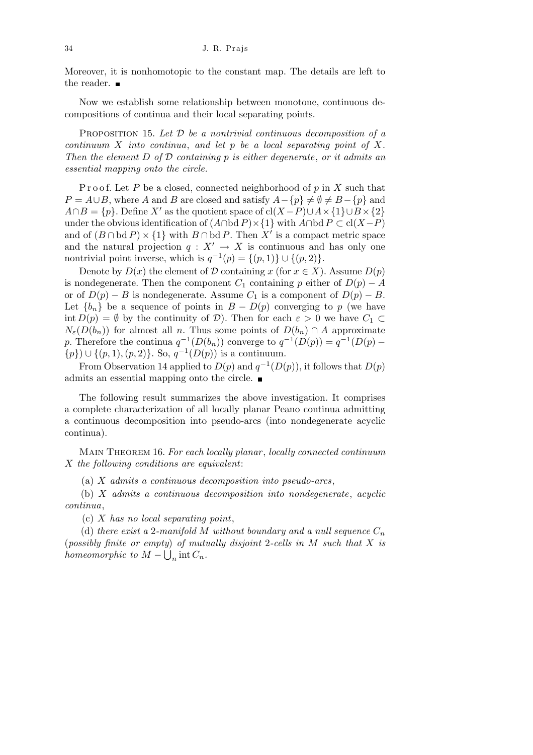Moreover, it is nonhomotopic to the constant map. The details are left to the reader. ■

Now we establish some relationship between monotone, continuous decompositions of continua and their local separating points.

Proposition 15. *Let $\mathcal{D}$ be a nontrivial continuous decomposition of a continuum $X$ into continua, and let $p$ be a local separating point of $X$. Then the element $D$ of $\mathcal{D}$ containing $p$ is either degenerate, or it admits an essential mapping onto the circle.*

Proof. Let $P$ be a closed, connected neighborhood of $p$ in $X$ such that $P = A \cup B$, where $A$ and $B$ are closed and satisfy $A - \{p\} \neq \emptyset \neq B - \{p\}$ and $A \cap B = \{p\}$. Define $X'$ as the quotient space of $\mathrm{cl}(X - P) \cup A \times \{1\} \cup B \times \{2\}$ under the obvious identification of $(A \cap \mathrm{bd}\, P) \times \{1\}$ with $A \cap \mathrm{bd}\, P \subset \mathrm{cl}(X - P)$ and of $(B \cap \mathrm{bd}\, P) \times \{1\}$ with $B \cap \mathrm{bd}\, P$. Then $X'$ is a compact metric space and the natural projection $q : X' \to X$ is continuous and has only one nontrivial point inverse, which is $q^{-1}(p) = \{(p, 1)\} \cup \{(p, 2)\}$.

Denote by $D(x)$ the element of $\mathcal{D}$ containing $x$ (for $x \in X$). Assume $D(p)$ is nondegenerate. Then the component $C_1$ containing $p$ either of $D(p) - A$ or of $D(p) - B$ is nondegenerate. Assume $C_1$ is a component of $D(p) - B$. Let $\{b_n\}$ be a sequence of points in $B - D(p)$ converging to $p$ (we have $\mathrm{int}\, D(p) = \emptyset$ by the continuity of $\mathcal{D}$). Then for each $\varepsilon > 0$ we have $C_1 \subset N_\varepsilon(D(b_n))$ for almost all $n$. Thus some points of $D(b_n) \cap A$ approximate $p$. Therefore the continua $q^{-1}(D(b_n))$ converge to $q^{-1}(D(p)) = q^{-1}(D(p) - \{p\}) \cup \{(p, 1), (p, 2)\}$. So, $q^{-1}(D(p))$ is a continuum.

From Observation 14 applied to $D(p)$ and $q^{-1}(D(p))$, it follows that $D(p)$ admits an essential mapping onto the circle. ■

The following result summarizes the above investigation. It comprises a complete characterization of all locally planar Peano continua admitting a continuous decomposition into pseudo-arcs (into nondegenerate acyclic continua).

Main Theorem 16. *For each locally planar, locally connected continuum $X$ the following conditions are equivalent*:

(a) *$X$ admits a continuous decomposition into pseudo-arcs*,

(b) *$X$ admits a continuous decomposition into nondegenerate, acyclic continua*,

(c) *$X$ has no local separating point*,

(d) *there exist a 2-manifold $M$ without boundary and a null sequence $C_n$ (possibly finite or empty) of mutually disjoint 2-cells in $M$ such that $X$ is homeomorphic to $M - \bigcup_n \mathrm{int}\, C_n$.*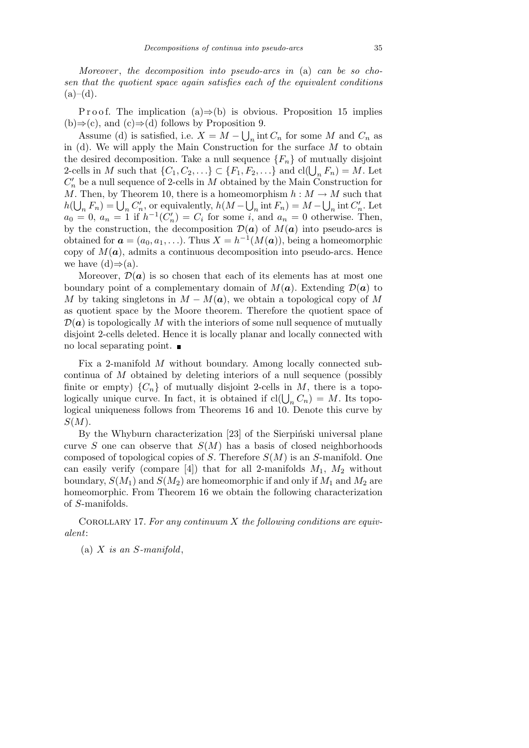*Moreover*, *the decomposition into pseudo-arcs in* (a) *can be so chosen that the quotient space again satisfies each of the equivalent conditions* (a)–(d).

Proof. The implication (a)$\Rightarrow$(b) is obvious. Proposition 15 implies (b)$\Rightarrow$(c), and (c)$\Rightarrow$(d) follows by Proposition 9.

Assume (d) is satisfied, i.e. $X = M - \bigcup_n \operatorname{int} C_n$ for some $M$ and $C_n$ as in (d). We will apply the Main Construction for the surface $M$ to obtain the desired decomposition. Take a null sequence $\{F_n\}$ of mutually disjoint 2-cells in $M$ such that $\{C_1, C_2, \ldots\} \subset \{F_1, F_2, \ldots\}$ and $\operatorname{cl}(\bigcup_n F_n) = M$. Let $C'_n$ be a null sequence of 2-cells in $M$ obtained by the Main Construction for $M$. Then, by Theorem 10, there is a homeomorphism $h : M \to M$ such that $h(\bigcup_n F_n) = \bigcup_n C'_n$, or equivalently, $h(M - \bigcup_n \operatorname{int} F_n) = M - \bigcup_n \operatorname{int} C'_n$. Let $a_0 = 0$, $a_n = 1$ if $h^{-1}(C'_n) = C_i$ for some $i$, and $a_n = 0$ otherwise. Then, by the construction, the decomposition $\mathcal{D}(\boldsymbol{a})$ of $M(\boldsymbol{a})$ into pseudo-arcs is obtained for $\boldsymbol{a} = (a_0, a_1, \ldots)$. Thus $X = h^{-1}(M(\boldsymbol{a}))$, being a homeomorphic copy of $M(\boldsymbol{a})$, admits a continuous decomposition into pseudo-arcs. Hence we have (d)$\Rightarrow$(a).

Moreover, $\mathcal{D}(\boldsymbol{a})$ is so chosen that each of its elements has at most one boundary point of a complementary domain of $M(\boldsymbol{a})$. Extending $\mathcal{D}(\boldsymbol{a})$ to $M$ by taking singletons in $M - M(\boldsymbol{a})$, we obtain a topological copy of $M$ as quotient space by the Moore theorem. Therefore the quotient space of $\mathcal{D}(\boldsymbol{a})$ is topologically $M$ with the interiors of some null sequence of mutually disjoint 2-cells deleted. Hence it is locally planar and locally connected with no local separating point. ■

Fix a 2-manifold $M$ without boundary. Among locally connected subcontinua of $M$ obtained by deleting interiors of a null sequence (possibly finite or empty) $\{C_n\}$ of mutually disjoint 2-cells in $M$, there is a topologically unique curve. In fact, it is obtained if $\operatorname{cl}(\bigcup_n C_n) = M$. Its topological uniqueness follows from Theorems 16 and 10. Denote this curve by $S(M)$.

By the Whyburn characterization [23] of the Sierpiński universal plane curve $S$ one can observe that $S(M)$ has a basis of closed neighborhoods composed of topological copies of $S$. Therefore $S(M)$ is an $S$-manifold. One can easily verify (compare [4]) that for all 2-manifolds $M_1$, $M_2$ without boundary, $S(M_1)$ and $S(M_2)$ are homeomorphic if and only if $M_1$ and $M_2$ are homeomorphic. From Theorem 16 we obtain the following characterization of $S$-manifolds.

Corollary 17. *For any continuum $X$ the following conditions are equivalent*:

(a) *$X$ is an $S$-manifold*,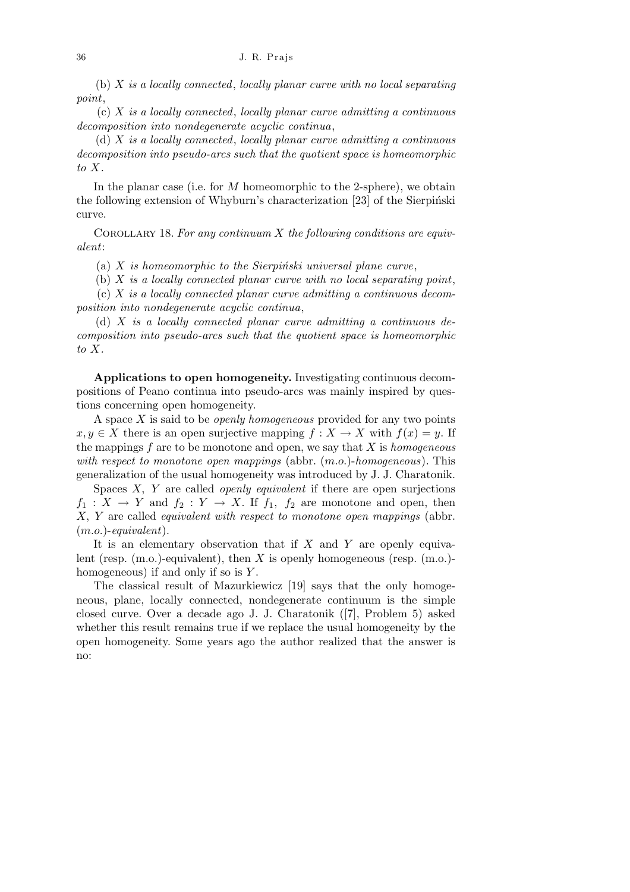(b) *X is a locally connected, locally planar curve with no local separating point*,

(c) *X is a locally connected, locally planar curve admitting a continuous decomposition into nondegenerate acyclic continua*,

(d) *X is a locally connected, locally planar curve admitting a continuous decomposition into pseudo-arcs such that the quotient space is homeomorphic to X*.

In the planar case (i.e. for $M$ homeomorphic to the 2-sphere), we obtain the following extension of Whyburn's characterization [23] of the Sierpiński curve.

Corollary 18. *For any continuum $X$ the following conditions are equivalent*:

(a) *X is homeomorphic to the Sierpiński universal plane curve*,

(b) *X is a locally connected planar curve with no local separating point*,

(c) *X is a locally connected planar curve admitting a continuous decomposition into nondegenerate acyclic continua*,

(d) *X is a locally connected planar curve admitting a continuous decomposition into pseudo-arcs such that the quotient space is homeomorphic to X*.

**Applications to open homogeneity.** Investigating continuous decompositions of Peano continua into pseudo-arcs was mainly inspired by questions concerning open homogeneity.

A space $X$ is said to be *openly homogeneous* provided for any two points $x, y \in X$ there is an open surjective mapping $f : X \to X$ with $f(x) = y$. If the mappings $f$ are to be monotone and open, we say that $X$ is *homogeneous with respect to monotone open mappings* (abbr. (*m.o.*)-*homogeneous*). This generalization of the usual homogeneity was introduced by J. J. Charatonik.

Spaces $X$, $Y$ are called *openly equivalent* if there are open surjections $f_1 : X \to Y$ and $f_2 : Y \to X$. If $f_1$, $f_2$ are monotone and open, then $X$, $Y$ are called *equivalent with respect to monotone open mappings* (abbr. (*m.o.*)-*equivalent*).

It is an elementary observation that if $X$ and $Y$ are openly equivalent (resp. (m.o.)-equivalent), then $X$ is openly homogeneous (resp. (m.o.)-homogeneous) if and only if so is $Y$.

The classical result of Mazurkiewicz [19] says that the only homogeneous, plane, locally connected, nondegenerate continuum is the simple closed curve. Over a decade ago J. J. Charatonik ([7], Problem 5) asked whether this result remains true if we replace the usual homogeneity by the open homogeneity. Some years ago the author realized that the answer is no: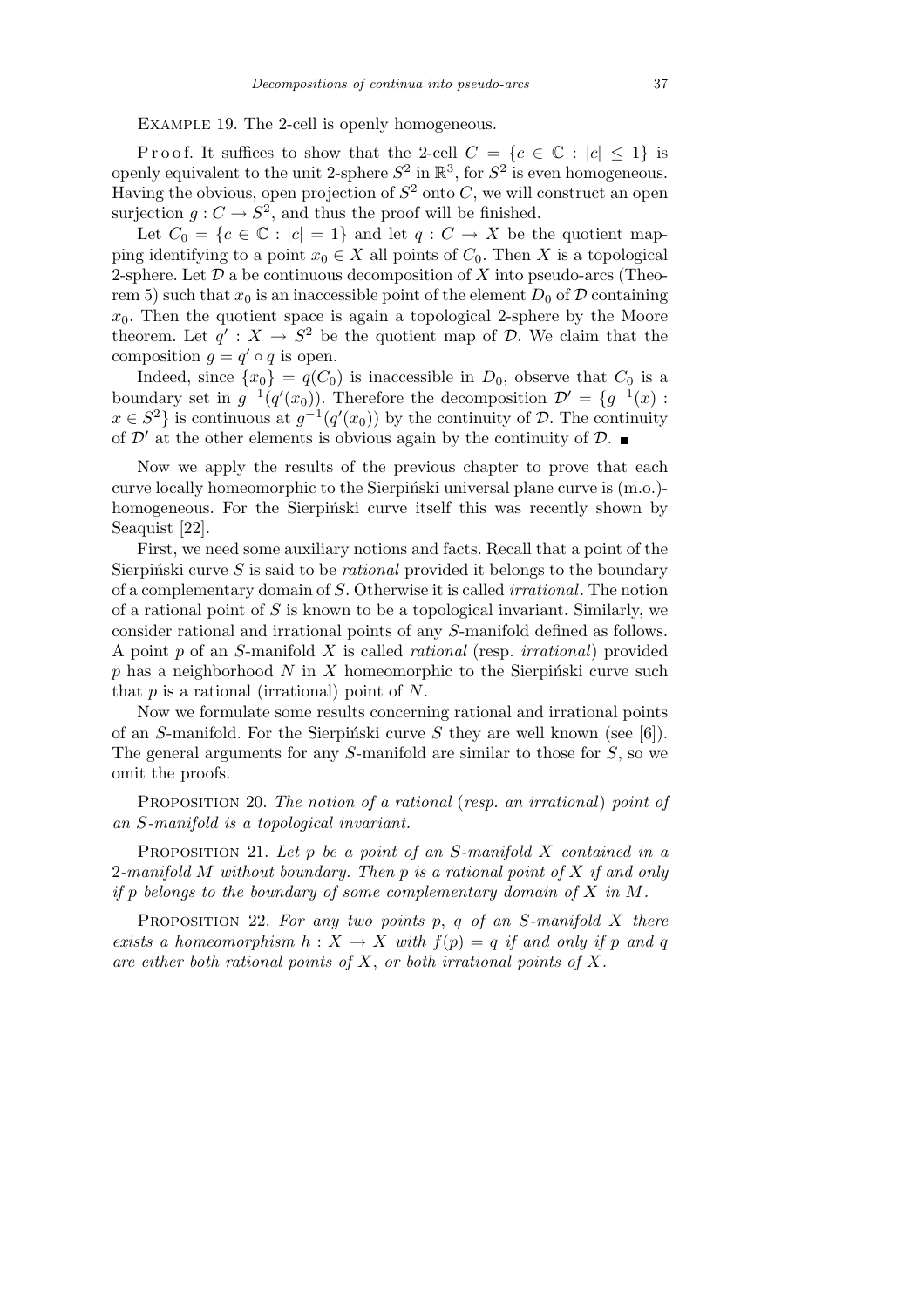Example 19. The 2-cell is openly homogeneous.

Proof. It suffices to show that the 2-cell $C = \{c \in \mathbb{C} : |c| \le 1\}$ is openly equivalent to the unit 2-sphere $S^2$ in $\mathbb{R}^3$, for $S^2$ is even homogeneous. Having the obvious, open projection of $S^2$ onto $C$, we will construct an open surjection $g : C \to S^2$, and thus the proof will be finished.

Let $C_0 = \{c \in \mathbb{C} : |c| = 1\}$ and let $q : C \to X$ be the quotient mapping identifying to a point $x_0 \in X$ all points of $C_0$. Then $X$ is a topological 2-sphere. Let $\mathcal{D}$ a be continuous decomposition of $X$ into pseudo-arcs (Theorem 5) such that $x_0$ is an inaccessible point of the element $D_0$ of $\mathcal{D}$ containing $x_0$. Then the quotient space is again a topological 2-sphere by the Moore theorem. Let $q' : X \to S^2$ be the quotient map of $\mathcal{D}$. We claim that the composition $g = q' \circ q$ is open.

Indeed, since $\{x_0\} = q(C_0)$ is inaccessible in $D_0$, observe that $C_0$ is a boundary set in $g^{-1}(q'(x_0))$. Therefore the decomposition $\mathcal{D}' = \{g^{-1}(x) : x \in S^2\}$ is continuous at $g^{-1}(q'(x_0))$ by the continuity of $\mathcal{D}$. The continuity of $\mathcal{D}'$ at the other elements is obvious again by the continuity of $\mathcal{D}$. ∎

Now we apply the results of the previous chapter to prove that each curve locally homeomorphic to the Sierpiński universal plane curve is (m.o.)-homogeneous. For the Sierpiński curve itself this was recently shown by Seaquist [22].

First, we need some auxiliary notions and facts. Recall that a point of the Sierpiński curve $S$ is said to be *rational* provided it belongs to the boundary of a complementary domain of $S$. Otherwise it is called *irrational*. The notion of a rational point of $S$ is known to be a topological invariant. Similarly, we consider rational and irrational points of any $S$-manifold defined as follows. A point $p$ of an $S$-manifold $X$ is called *rational* (resp. *irrational*) provided $p$ has a neighborhood $N$ in $X$ homeomorphic to the Sierpiński curve such that $p$ is a rational (irrational) point of $N$.

Now we formulate some results concerning rational and irrational points of an $S$-manifold. For the Sierpiński curve $S$ they are well known (see [6]). The general arguments for any $S$-manifold are similar to those for $S$, so we omit the proofs.

Proposition 20. *The notion of a rational* (*resp. an irrational*) *point of an $S$-manifold is a topological invariant.*

Proposition 21. *Let $p$ be a point of an $S$-manifold $X$ contained in a 2-manifold $M$ without boundary. Then $p$ is a rational point of $X$ if and only if $p$ belongs to the boundary of some complementary domain of $X$ in $M$.*

Proposition 22. *For any two points $p$, $q$ of an $S$-manifold $X$ there exists a homeomorphism $h : X \to X$ with $f(p) = q$ if and only if $p$ and $q$ are either both rational points of $X$, or both irrational points of $X$.*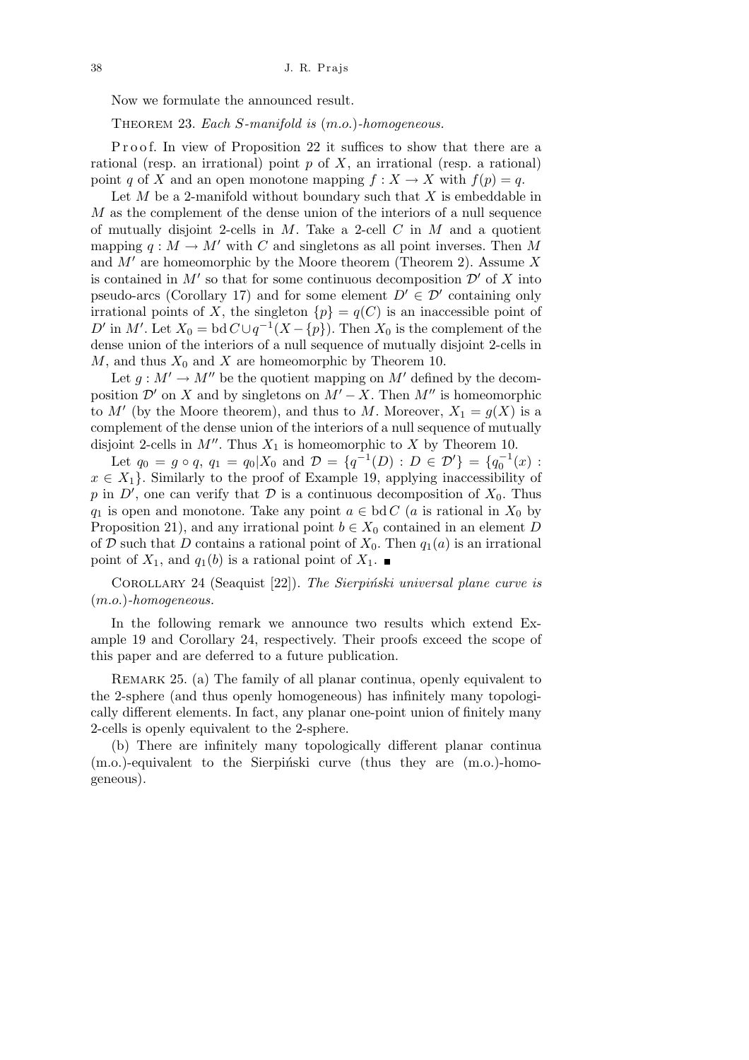Now we formulate the announced result.

Theorem 23. *Each S-manifold is (m.o.)-homogeneous.*

Proof. In view of Proposition 22 it suffices to show that there are a rational (resp. an irrational) point $p$ of $X$, an irrational (resp. a rational) point $q$ of $X$ and an open monotone mapping $f : X \to X$ with $f(p) = q$.

Let $M$ be a 2-manifold without boundary such that $X$ is embeddable in $M$ as the complement of the dense union of the interiors of a null sequence of mutually disjoint 2-cells in $M$. Take a 2-cell $C$ in $M$ and a quotient mapping $q : M \to M'$ with $C$ and singletons as all point inverses. Then $M$ and $M'$ are homeomorphic by the Moore theorem (Theorem 2). Assume $X$ is contained in $M'$ so that for some continuous decomposition $\mathcal{D}'$ of $X$ into pseudo-arcs (Corollary 17) and for some element $D' \in \mathcal{D}'$ containing only irrational points of $X$, the singleton $\{p\} = q(C)$ is an inaccessible point of $D'$ in $M'$. Let $X_0 = \operatorname{bd} C \cup q^{-1}(X - \{p\})$. Then $X_0$ is the complement of the dense union of the interiors of a null sequence of mutually disjoint 2-cells in $M$, and thus $X_0$ and $X$ are homeomorphic by Theorem 10.

Let $g : M' \to M''$ be the quotient mapping on $M'$ defined by the decomposition $\mathcal{D}'$ on $X$ and by singletons on $M' - X$. Then $M''$ is homeomorphic to $M'$ (by the Moore theorem), and thus to $M$. Moreover, $X_1 = g(X)$ is a complement of the dense union of the interiors of a null sequence of mutually disjoint 2-cells in $M''$. Thus $X_1$ is homeomorphic to $X$ by Theorem 10.

Let $q_0 = g \circ q$, $q_1 = q_0|X_0$ and $\mathcal{D} = \{q^{-1}(D) : D \in \mathcal{D}'\} = \{q_0^{-1}(x) : x \in X_1\}$. Similarly to the proof of Example 19, applying inaccessibility of $p$ in $D'$, one can verify that $\mathcal{D}$ is a continuous decomposition of $X_0$. Thus $q_1$ is open and monotone. Take any point $a \in \operatorname{bd} C$ ($a$ is rational in $X_0$ by Proposition 21), and any irrational point $b \in X_0$ contained in an element $D$ of $\mathcal{D}$ such that $D$ contains a rational point of $X_0$. Then $q_1(a)$ is an irrational point of $X_1$, and $q_1(b)$ is a rational point of $X_1$. ■

Corollary 24 (Seaquist [22]). *The Sierpiński universal plane curve is (m.o.)-homogeneous.*

In the following remark we announce two results which extend Example 19 and Corollary 24, respectively. Their proofs exceed the scope of this paper and are deferred to a future publication.

Remark 25. (a) The family of all planar continua, openly equivalent to the 2-sphere (and thus openly homogeneous) has infinitely many topologically different elements. In fact, any planar one-point union of finitely many 2-cells is openly equivalent to the 2-sphere.

(b) There are infinitely many topologically different planar continua (m.o.)-equivalent to the Sierpiński curve (thus they are (m.o.)-homogeneous).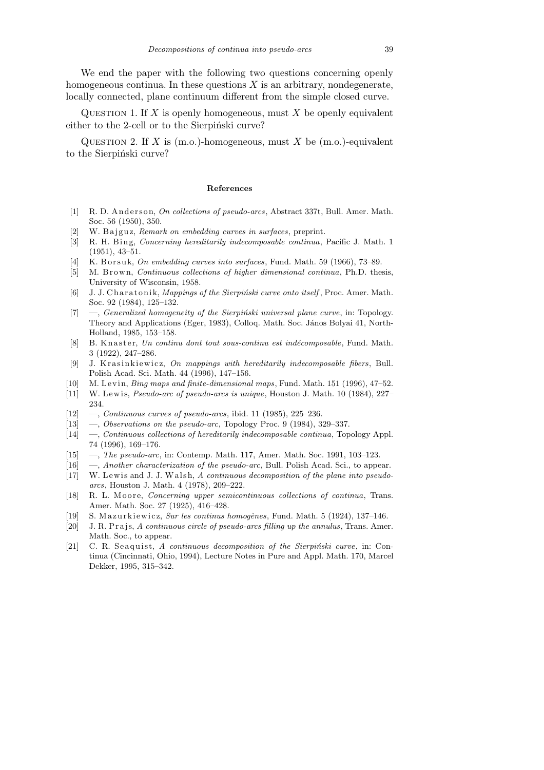We end the paper with the following two questions concerning openly homogeneous continua. In these questions $X$ is an arbitrary, nondegenerate, locally connected, plane continuum different from the simple closed curve.

Question 1. If $X$ is openly homogeneous, must $X$ be openly equivalent either to the 2-cell or to the Sierpiński curve?

Question 2. If $X$ is (m.o.)-homogeneous, must $X$ be (m.o.)-equivalent to the Sierpiński curve?

## References

[1] R. D. Anderson, *On collections of pseudo-arcs*, Abstract 337t, Bull. Amer. Math. Soc. 56 (1950), 350.

[2] W. Bajguz, *Remark on embedding curves in surfaces*, preprint.

[3] R. H. Bing, *Concerning hereditarily indecomposable continua*, Pacific J. Math. 1 (1951), 43–51.

[4] K. Borsuk, *On embedding curves into surfaces*, Fund. Math. 59 (1966), 73–89.

[5] M. Brown, *Continuous collections of higher dimensional continua*, Ph.D. thesis, University of Wisconsin, 1958.

[6] J. J. Charatonik, *Mappings of the Sierpiński curve onto itself*, Proc. Amer. Math. Soc. 92 (1984), 125–132.

[7] —, *Generalized homogeneity of the Sierpiński universal plane curve*, in: Topology. Theory and Applications (Eger, 1983), Colloq. Math. Soc. János Bolyai 41, North-Holland, 1985, 153–158.

[8] B. Knaster, *Un continu dont tout sous-continu est indécomposable*, Fund. Math. 3 (1922), 247–286.

[9] J. Krasinkiewicz, *On mappings with hereditarily indecomposable fibers*, Bull. Polish Acad. Sci. Math. 44 (1996), 147–156.

[10] M. Levin, *Bing maps and finite-dimensional maps*, Fund. Math. 151 (1996), 47–52.

[11] W. Lewis, *Pseudo-arc of pseudo-arcs is unique*, Houston J. Math. 10 (1984), 227–234.

[12] —, *Continuous curves of pseudo-arcs*, ibid. 11 (1985), 225–236.

[13] —, *Observations on the pseudo-arc*, Topology Proc. 9 (1984), 329–337.

[14] —, *Continuous collections of hereditarily indecomposable continua*, Topology Appl. 74 (1996), 169–176.

[15] —, *The pseudo-arc*, in: Contemp. Math. 117, Amer. Math. Soc. 1991, 103–123.

[16] —, *Another characterization of the pseudo-arc*, Bull. Polish Acad. Sci., to appear.

[17] W. Lewis and J. J. Walsh, *A continuous decomposition of the plane into pseudo-arcs*, Houston J. Math. 4 (1978), 209–222.

[18] R. L. Moore, *Concerning upper semicontinuous collections of continua*, Trans. Amer. Math. Soc. 27 (1925), 416–428.

[19] S. Mazurkiewicz, *Sur les continus homogènes*, Fund. Math. 5 (1924), 137–146.

[20] J. R. Prajs, *A continuous circle of pseudo-arcs filling up the annulus*, Trans. Amer. Math. Soc., to appear.

[21] C. R. Seaquist, *A continuous decomposition of the Sierpiński curve*, in: Continua (Cincinnati, Ohio, 1994), Lecture Notes in Pure and Appl. Math. 170, Marcel Dekker, 1995, 315–342.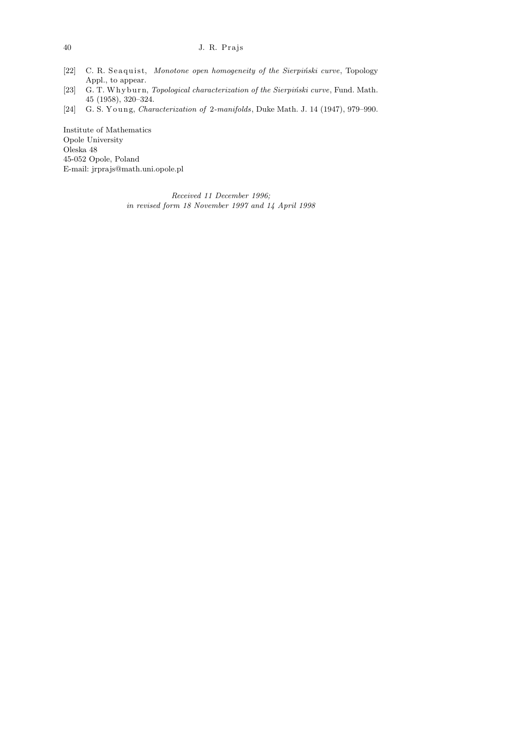[22] C. R. Seaquist, *Monotone open homogeneity of the Sierpiński curve*, Topology Appl., to appear.

[23] G. T. Whyburn, *Topological characterization of the Sierpiński curve*, Fund. Math. 45 (1958), 320–324.

[24] G. S. Young, *Characterization of 2-manifolds*, Duke Math. J. 14 (1947), 979–990.

Institute of Mathematics
Opole University
Oleska 48
45-052 Opole, Poland
E-mail: jrprajs@math.uni.opole.pl

*Received 11 December 1996;*
*in revised form 18 November 1997 and 14 April 1998*